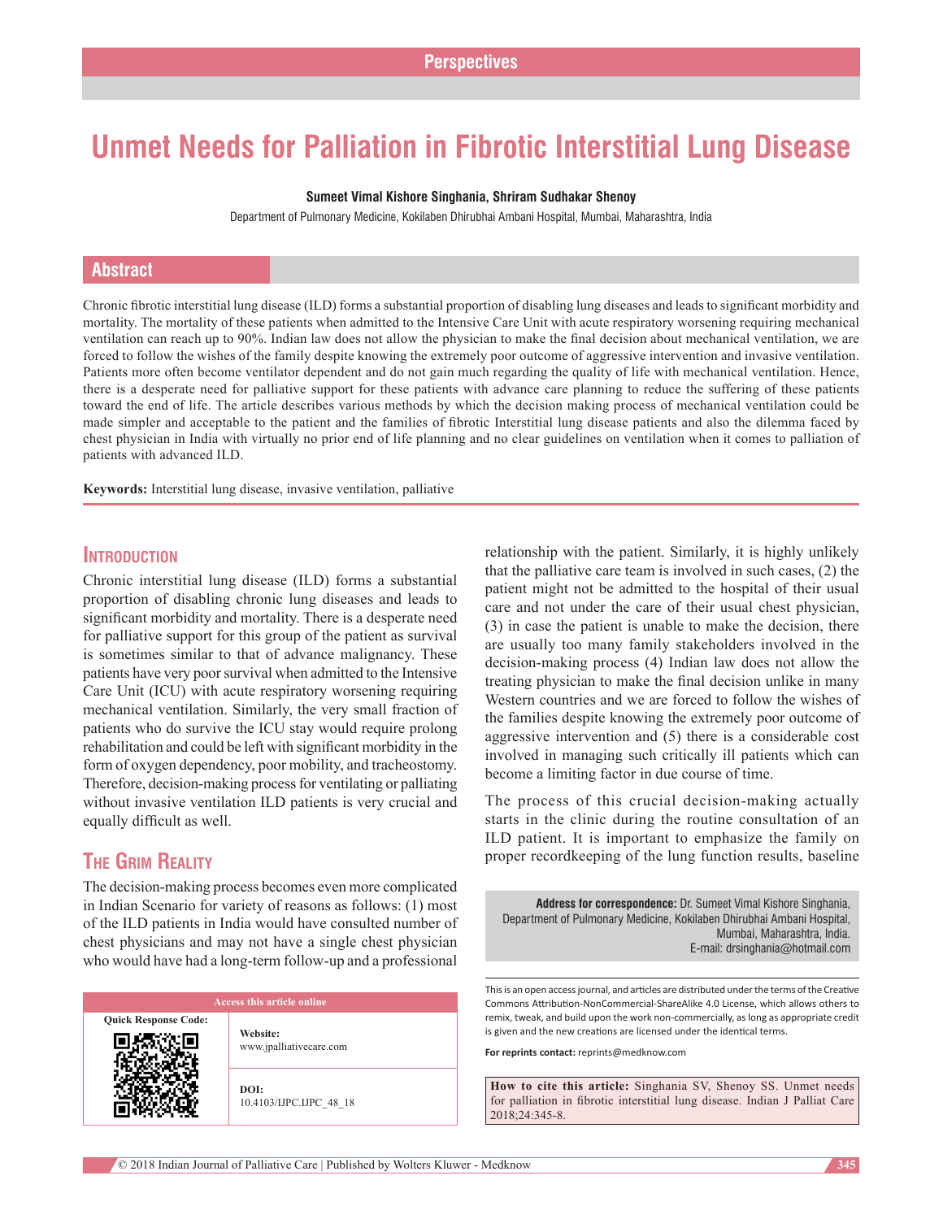Perspectives

# Unmet Needs for Palliation in Fibrotic Interstitial Lung Disease

**Sumeet Vimal Kishore Singhania, Shriram Sudhakar Shenoy**

Department of Pulmonary Medicine, Kokilaben Dhirubhai Ambani Hospital, Mumbai, Maharashtra, India

## Abstract

Chronic fibrotic interstitial lung disease (ILD) forms a substantial proportion of disabling lung diseases and leads to significant morbidity and mortality. The mortality of these patients when admitted to the Intensive Care Unit with acute respiratory worsening requiring mechanical ventilation can reach up to 90%. Indian law does not allow the physician to make the final decision about mechanical ventilation, we are forced to follow the wishes of the family despite knowing the extremely poor outcome of aggressive intervention and invasive ventilation. Patients more often become ventilator dependent and do not gain much regarding the quality of life with mechanical ventilation. Hence, there is a desperate need for palliative support for these patients with advance care planning to reduce the suffering of these patients toward the end of life. The article describes various methods by which the decision making process of mechanical ventilation could be made simpler and acceptable to the patient and the families of fibrotic Interstitial lung disease patients and also the dilemma faced by chest physician in India with virtually no prior end of life planning and no clear guidelines on ventilation when it comes to palliation of patients with advanced ILD.

**Keywords:** Interstitial lung disease, invasive ventilation, palliative

## Introduction

Chronic interstitial lung disease (ILD) forms a substantial proportion of disabling chronic lung diseases and leads to significant morbidity and mortality. There is a desperate need for palliative support for this group of the patient as survival is sometimes similar to that of advance malignancy. These patients have very poor survival when admitted to the Intensive Care Unit (ICU) with acute respiratory worsening requiring mechanical ventilation. Similarly, the very small fraction of patients who do survive the ICU stay would require prolong rehabilitation and could be left with significant morbidity in the form of oxygen dependency, poor mobility, and tracheostomy. Therefore, decision-making process for ventilating or palliating without invasive ventilation ILD patients is very crucial and equally difficult as well.

## The Grim Reality

The decision-making process becomes even more complicated in Indian Scenario for variety of reasons as follows: (1) most of the ILD patients in India would have consulted number of chest physicians and may not have a single chest physician who would have had a long-term follow-up and a professional relationship with the patient. Similarly, it is highly unlikely that the palliative care team is involved in such cases, (2) the patient might not be admitted to the hospital of their usual care and not under the care of their usual chest physician, (3) in case the patient is unable to make the decision, there are usually too many family stakeholders involved in the decision-making process (4) Indian law does not allow the treating physician to make the final decision unlike in many Western countries and we are forced to follow the wishes of the families despite knowing the extremely poor outcome of aggressive intervention and (5) there is a considerable cost involved in managing such critically ill patients which can become a limiting factor in due course of time.

The process of this crucial decision-making actually starts in the clinic during the routine consultation of an ILD patient. It is important to emphasize the family on proper recordkeeping of the lung function results, baseline

**Address for correspondence:** Dr. Sumeet Vimal Kishore Singhania, Department of Pulmonary Medicine, Kokilaben Dhirubhai Ambani Hospital, Mumbai, Maharashtra, India. E-mail: drsinghania@hotmail.com

Access this article online

Quick Response Code:

**Website:** www.jpalliativecare.com

**DOI:** 10.4103/IJPC.IJPC_48_18

This is an open access journal, and articles are distributed under the terms of the Creative Commons Attribution-NonCommercial-ShareAlike 4.0 License, which allows others to remix, tweak, and build upon the work non-commercially, as long as appropriate credit is given and the new creations are licensed under the identical terms.

**For reprints contact:** reprints@medknow.com

**How to cite this article:** Singhania SV, Shenoy SS. Unmet needs for palliation in fibrotic interstitial lung disease. Indian J Palliat Care 2018;24:345-8.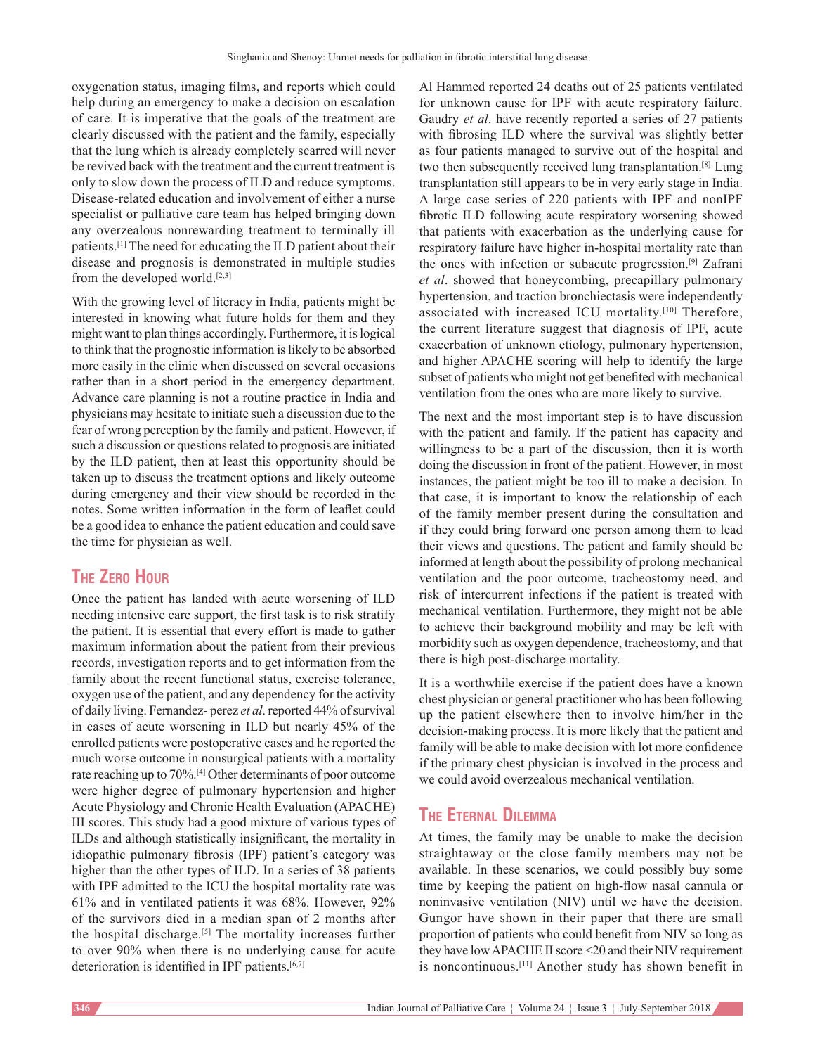oxygenation status, imaging films, and reports which could help during an emergency to make a decision on escalation of care. It is imperative that the goals of the treatment are clearly discussed with the patient and the family, especially that the lung which is already completely scarred will never be revived back with the treatment and the current treatment is only to slow down the process of ILD and reduce symptoms. Disease-related education and involvement of either a nurse specialist or palliative care team has helped bringing down any overzealous nonrewarding treatment to terminally ill patients.[1] The need for educating the ILD patient about their disease and prognosis is demonstrated in multiple studies from the developed world.[2,3]

With the growing level of literacy in India, patients might be interested in knowing what future holds for them and they might want to plan things accordingly. Furthermore, it is logical to think that the prognostic information is likely to be absorbed more easily in the clinic when discussed on several occasions rather than in a short period in the emergency department. Advance care planning is not a routine practice in India and physicians may hesitate to initiate such a discussion due to the fear of wrong perception by the family and patient. However, if such a discussion or questions related to prognosis are initiated by the ILD patient, then at least this opportunity should be taken up to discuss the treatment options and likely outcome during emergency and their view should be recorded in the notes. Some written information in the form of leaflet could be a good idea to enhance the patient education and could save the time for physician as well.

## The Zero Hour

Once the patient has landed with acute worsening of ILD needing intensive care support, the first task is to risk stratify the patient. It is essential that every effort is made to gather maximum information about the patient from their previous records, investigation reports and to get information from the family about the recent functional status, exercise tolerance, oxygen use of the patient, and any dependency for the activity of daily living. Fernandez- perez *et al*. reported 44% of survival in cases of acute worsening in ILD but nearly 45% of the enrolled patients were postoperative cases and he reported the much worse outcome in nonsurgical patients with a mortality rate reaching up to 70%.[4] Other determinants of poor outcome were higher degree of pulmonary hypertension and higher Acute Physiology and Chronic Health Evaluation (APACHE) III scores. This study had a good mixture of various types of ILDs and although statistically insignificant, the mortality in idiopathic pulmonary fibrosis (IPF) patient's category was higher than the other types of ILD. In a series of 38 patients with IPF admitted to the ICU the hospital mortality rate was 61% and in ventilated patients it was 68%. However, 92% of the survivors died in a median span of 2 months after the hospital discharge.[5] The mortality increases further to over 90% when there is no underlying cause for acute deterioration is identified in IPF patients.[6,7]

Al Hammed reported 24 deaths out of 25 patients ventilated for unknown cause for IPF with acute respiratory failure. Gaudry *et al*. have recently reported a series of 27 patients with fibrosing ILD where the survival was slightly better as four patients managed to survive out of the hospital and two then subsequently received lung transplantation.[8] Lung transplantation still appears to be in very early stage in India. A large case series of 220 patients with IPF and nonIPF fibrotic ILD following acute respiratory worsening showed that patients with exacerbation as the underlying cause for respiratory failure have higher in-hospital mortality rate than the ones with infection or subacute progression.[9] Zafrani *et al*. showed that honeycombing, precapillary pulmonary hypertension, and traction bronchiectasis were independently associated with increased ICU mortality.[10] Therefore, the current literature suggest that diagnosis of IPF, acute exacerbation of unknown etiology, pulmonary hypertension, and higher APACHE scoring will help to identify the large subset of patients who might not get benefited with mechanical ventilation from the ones who are more likely to survive.

The next and the most important step is to have discussion with the patient and family. If the patient has capacity and willingness to be a part of the discussion, then it is worth doing the discussion in front of the patient. However, in most instances, the patient might be too ill to make a decision. In that case, it is important to know the relationship of each of the family member present during the consultation and if they could bring forward one person among them to lead their views and questions. The patient and family should be informed at length about the possibility of prolong mechanical ventilation and the poor outcome, tracheostomy need, and risk of intercurrent infections if the patient is treated with mechanical ventilation. Furthermore, they might not be able to achieve their background mobility and may be left with morbidity such as oxygen dependence, tracheostomy, and that there is high post-discharge mortality.

It is a worthwhile exercise if the patient does have a known chest physician or general practitioner who has been following up the patient elsewhere then to involve him/her in the decision-making process. It is more likely that the patient and family will be able to make decision with lot more confidence if the primary chest physician is involved in the process and we could avoid overzealous mechanical ventilation.

## The Eternal Dilemma

At times, the family may be unable to make the decision straightaway or the close family members may not be available. In these scenarios, we could possibly buy some time by keeping the patient on high-flow nasal cannula or noninvasive ventilation (NIV) until we have the decision. Gungor have shown in their paper that there are small proportion of patients who could benefit from NIV so long as they have low APACHE II score <20 and their NIV requirement is noncontinuous.[11] Another study has shown benefit in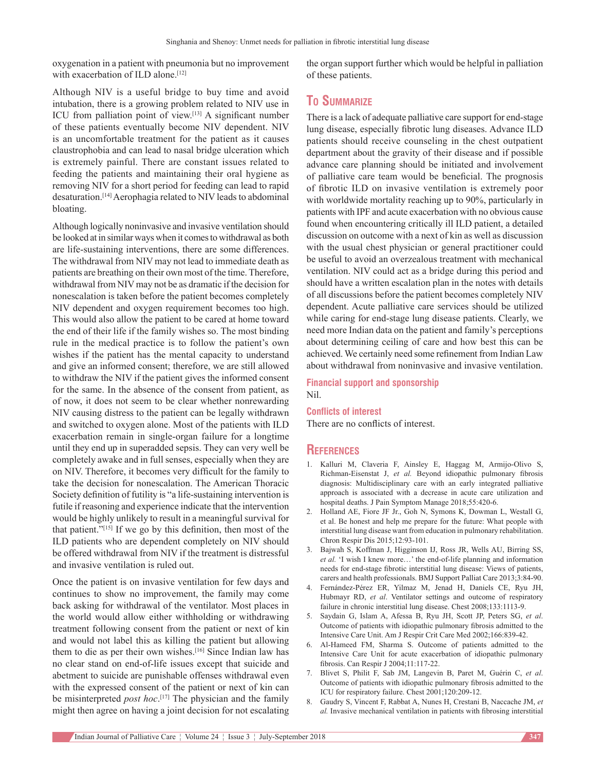oxygenation in a patient with pneumonia but no improvement with exacerbation of ILD alone.[12]

Although NIV is a useful bridge to buy time and avoid intubation, there is a growing problem related to NIV use in ICU from palliation point of view.[13] A significant number of these patients eventually become NIV dependent. NIV is an uncomfortable treatment for the patient as it causes claustrophobia and can lead to nasal bridge ulceration which is extremely painful. There are constant issues related to feeding the patients and maintaining their oral hygiene as removing NIV for a short period for feeding can lead to rapid desaturation.[14] Aerophagia related to NIV leads to abdominal bloating.

Although logically noninvasive and invasive ventilation should be looked at in similar ways when it comes to withdrawal as both are life-sustaining interventions, there are some differences. The withdrawal from NIV may not lead to immediate death as patients are breathing on their own most of the time. Therefore, withdrawal from NIV may not be as dramatic if the decision for nonescalation is taken before the patient becomes completely NIV dependent and oxygen requirement becomes too high. This would also allow the patient to be cared at home toward the end of their life if the family wishes so. The most binding rule in the medical practice is to follow the patient's own wishes if the patient has the mental capacity to understand and give an informed consent; therefore, we are still allowed to withdraw the NIV if the patient gives the informed consent for the same. In the absence of the consent from patient, as of now, it does not seem to be clear whether nonrewarding NIV causing distress to the patient can be legally withdrawn and switched to oxygen alone. Most of the patients with ILD exacerbation remain in single-organ failure for a longtime until they end up in superadded sepsis. They can very well be completely awake and in full senses, especially when they are on NIV. Therefore, it becomes very difficult for the family to take the decision for nonescalation. The American Thoracic Society definition of futility is "a life-sustaining intervention is futile if reasoning and experience indicate that the intervention would be highly unlikely to result in a meaningful survival for that patient."[15] If we go by this definition, then most of the ILD patients who are dependent completely on NIV should be offered withdrawal from NIV if the treatment is distressful and invasive ventilation is ruled out.

Once the patient is on invasive ventilation for few days and continues to show no improvement, the family may come back asking for withdrawal of the ventilator. Most places in the world would allow either withholding or withdrawing treatment following consent from the patient or next of kin and would not label this as killing the patient but allowing them to die as per their own wishes.[16] Since Indian law has no clear stand on end-of-life issues except that suicide and abetment to suicide are punishable offenses withdrawal even with the expressed consent of the patient or next of kin can be misinterpreted *post hoc*.[17] The physician and the family might then agree on having a joint decision for not escalating the organ support further which would be helpful in palliation of these patients.

## To Summarize

There is a lack of adequate palliative care support for end-stage lung disease, especially fibrotic lung diseases. Advance ILD patients should receive counseling in the chest outpatient department about the gravity of their disease and if possible advance care planning should be initiated and involvement of palliative care team would be beneficial. The prognosis of fibrotic ILD on invasive ventilation is extremely poor with worldwide mortality reaching up to 90%, particularly in patients with IPF and acute exacerbation with no obvious cause found when encountering critically ill ILD patient, a detailed discussion on outcome with a next of kin as well as discussion with the usual chest physician or general practitioner could be useful to avoid an overzealous treatment with mechanical ventilation. NIV could act as a bridge during this period and should have a written escalation plan in the notes with details of all discussions before the patient becomes completely NIV dependent. Acute palliative care services should be utilized while caring for end-stage lung disease patients. Clearly, we need more Indian data on the patient and family's perceptions about determining ceiling of care and how best this can be achieved. We certainly need some refinement from Indian Law about withdrawal from noninvasive and invasive ventilation.

### Financial support and sponsorship

Nil.

### Conflicts of interest

There are no conflicts of interest.

## References

1. Kalluri M, Claveria F, Ainsley E, Haggag M, Armijo-Olivo S, Richman-Eisenstat J, *et al.* Beyond idiopathic pulmonary fibrosis diagnosis: Multidisciplinary care with an early integrated palliative approach is associated with a decrease in acute care utilization and hospital deaths. J Pain Symptom Manage 2018;55:420-6.
2. Holland AE, Fiore JF Jr., Goh N, Symons K, Dowman L, Westall G, et al. Be honest and help me prepare for the future: What people with interstitial lung disease want from education in pulmonary rehabilitation. Chron Respir Dis 2015;12:93-101.
3. Bajwah S, Koffman J, Higginson IJ, Ross JR, Wells AU, Birring SS, *et al.* 'I wish I knew more…' the end-of-life planning and information needs for end-stage fibrotic interstitial lung disease: Views of patients, carers and health professionals. BMJ Support Palliat Care 2013;3:84-90.
4. Fernández-Pérez ER, Yilmaz M, Jenad H, Daniels CE, Ryu JH, Hubmayr RD, *et al.* Ventilator settings and outcome of respiratory failure in chronic interstitial lung disease. Chest 2008;133:1113-9.
5. Saydain G, Islam A, Afessa B, Ryu JH, Scott JP, Peters SG, *et al.* Outcome of patients with idiopathic pulmonary fibrosis admitted to the Intensive Care Unit. Am J Respir Crit Care Med 2002;166:839-42.
6. Al-Hameed FM, Sharma S. Outcome of patients admitted to the Intensive Care Unit for acute exacerbation of idiopathic pulmonary fibrosis. Can Respir J 2004;11:117-22.
7. Blivet S, Philit F, Sab JM, Langevin B, Paret M, Guérin C, *et al.* Outcome of patients with idiopathic pulmonary fibrosis admitted to the ICU for respiratory failure. Chest 2001;120:209-12.
8. Gaudry S, Vincent F, Rabbat A, Nunes H, Crestani B, Naccache JM, *et al.* Invasive mechanical ventilation in patients with fibrosing interstitial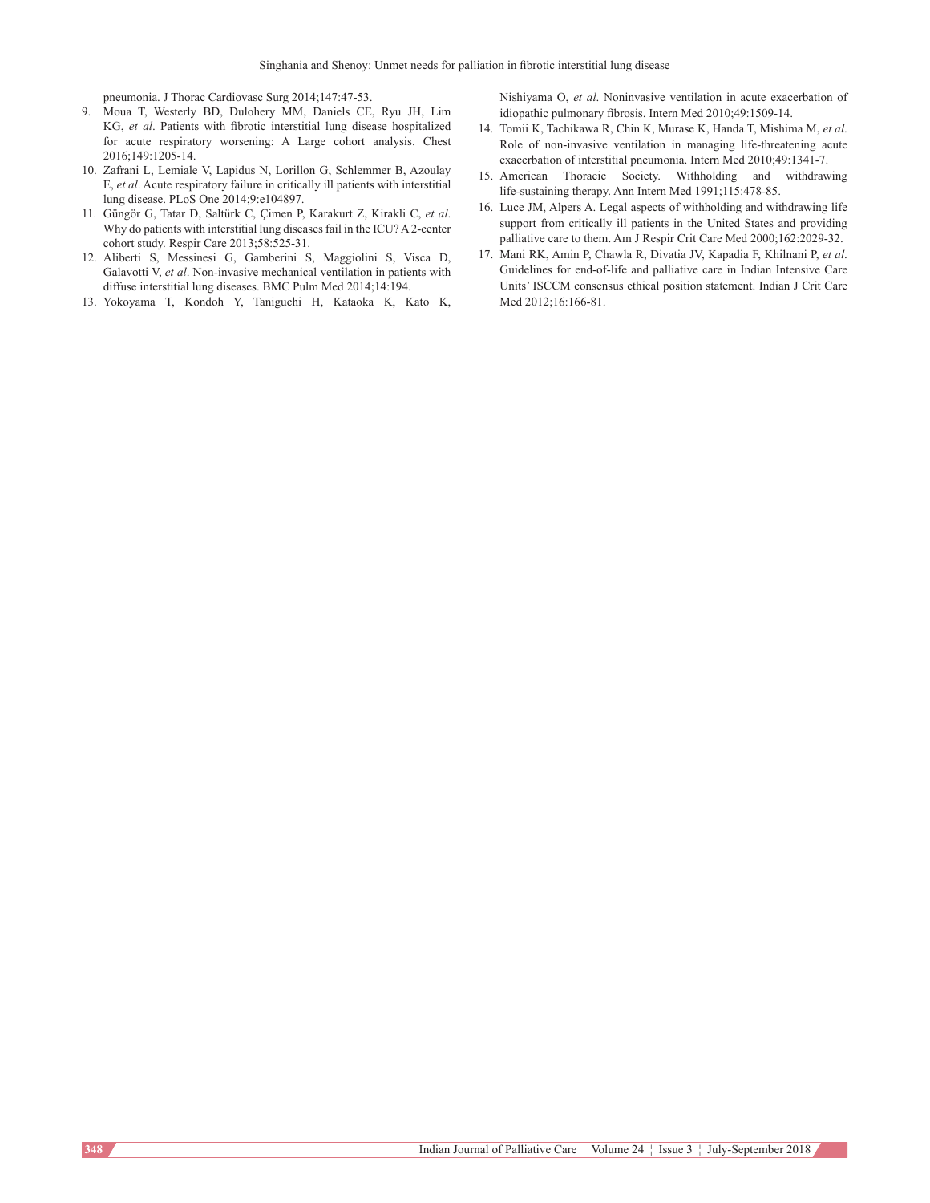pneumonia. J Thorac Cardiovasc Surg 2014;147:47-53.

9. Moua T, Westerly BD, Dulohery MM, Daniels CE, Ryu JH, Lim KG, *et al*. Patients with fibrotic interstitial lung disease hospitalized for acute respiratory worsening: A Large cohort analysis. Chest 2016;149:1205-14.
10. Zafrani L, Lemiale V, Lapidus N, Lorillon G, Schlemmer B, Azoulay E, *et al*. Acute respiratory failure in critically ill patients with interstitial lung disease. PLoS One 2014;9:e104897.
11. Güngör G, Tatar D, Saltürk C, Çimen P, Karakurt Z, Kirakli C, *et al*. Why do patients with interstitial lung diseases fail in the ICU? A 2-center cohort study. Respir Care 2013;58:525-31.
12. Aliberti S, Messinesi G, Gamberini S, Maggiolini S, Visca D, Galavotti V, *et al*. Non-invasive mechanical ventilation in patients with diffuse interstitial lung diseases. BMC Pulm Med 2014;14:194.
13. Yokoyama T, Kondoh Y, Taniguchi H, Kataoka K, Kato K, Nishiyama O, *et al*. Noninvasive ventilation in acute exacerbation of idiopathic pulmonary fibrosis. Intern Med 2010;49:1509-14.
14. Tomii K, Tachikawa R, Chin K, Murase K, Handa T, Mishima M, *et al*. Role of non-invasive ventilation in managing life-threatening acute exacerbation of interstitial pneumonia. Intern Med 2010;49:1341-7.
15. American Thoracic Society. Withholding and withdrawing life-sustaining therapy. Ann Intern Med 1991;115:478-85.
16. Luce JM, Alpers A. Legal aspects of withholding and withdrawing life support from critically ill patients in the United States and providing palliative care to them. Am J Respir Crit Care Med 2000;162:2029-32.
17. Mani RK, Amin P, Chawla R, Divatia JV, Kapadia F, Khilnani P, *et al*. Guidelines for end-of-life and palliative care in Indian Intensive Care Units' ISCCM consensus ethical position statement. Indian J Crit Care Med 2012;16:166-81.